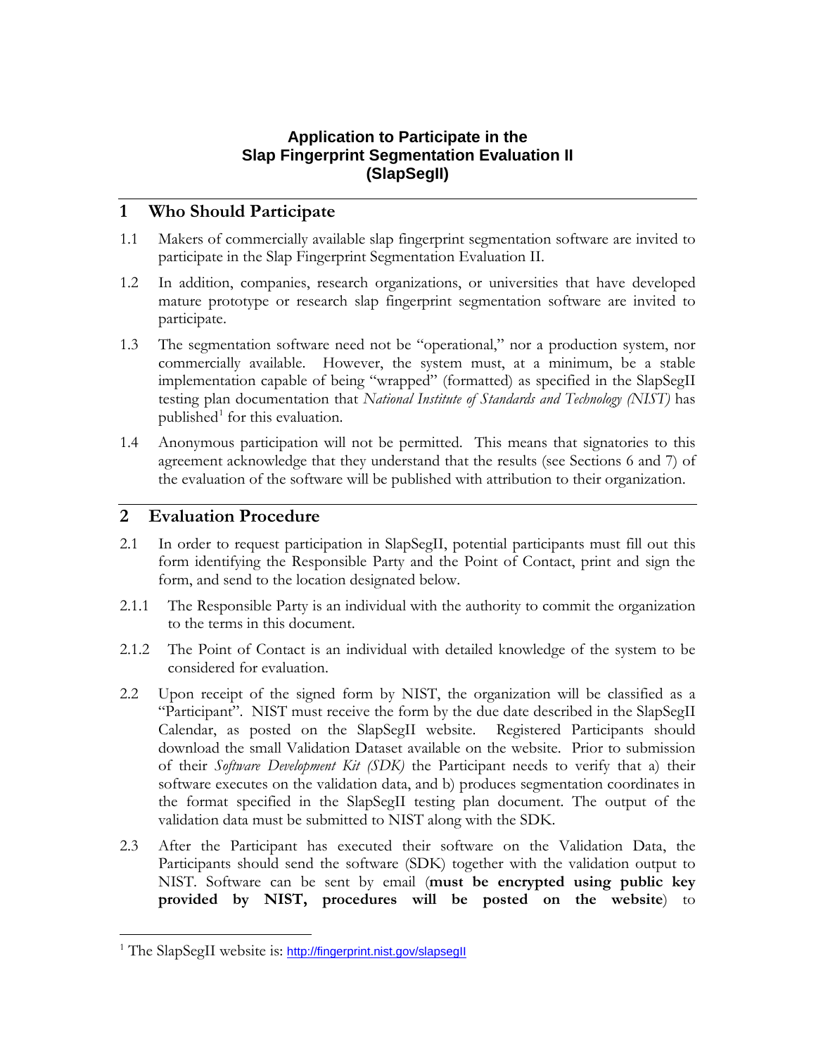# Application to Participate in the Slap Fingerprint Segmentation Evaluation II (SlapSegII)

## 1 Who Should Participate

1.1 Makers of commercially available slap fingerprint segmentation software are invited to participate in the Slap Fingerprint Segmentation Evaluation II.

1.2 In addition, companies, research organizations, or universities that have developed mature prototype or research slap fingerprint segmentation software are invited to participate.

1.3 The segmentation software need not be "operational," nor a production system, nor commercially available. However, the system must, at a minimum, be a stable implementation capable of being "wrapped" (formatted) as specified in the SlapSegII testing plan documentation that *National Institute of Standards and Technology (NIST)* has published[1] for this evaluation.

1.4 Anonymous participation will not be permitted. This means that signatories to this agreement acknowledge that they understand that the results (see Sections 6 and 7) of the evaluation of the software will be published with attribution to their organization.

## 2 Evaluation Procedure

2.1 In order to request participation in SlapSegII, potential participants must fill out this form identifying the Responsible Party and the Point of Contact, print and sign the form, and send to the location designated below.

2.1.1 The Responsible Party is an individual with the authority to commit the organization to the terms in this document.

2.1.2 The Point of Contact is an individual with detailed knowledge of the system to be considered for evaluation.

2.2 Upon receipt of the signed form by NIST, the organization will be classified as a "Participant". NIST must receive the form by the due date described in the SlapSegII Calendar, as posted on the SlapSegII website. Registered Participants should download the small Validation Dataset available on the website. Prior to submission of their *Software Development Kit (SDK)* the Participant needs to verify that a) their software executes on the validation data, and b) produces segmentation coordinates in the format specified in the SlapSegII testing plan document. The output of the validation data must be submitted to NIST along with the SDK.

2.3 After the Participant has executed their software on the Validation Data, the Participants should send the software (SDK) together with the validation output to NIST. Software can be sent by email (**must be encrypted using public key provided by NIST, procedures will be posted on the website**) to

[1] The SlapSegII website is: http://fingerprint.nist.gov/slapsegII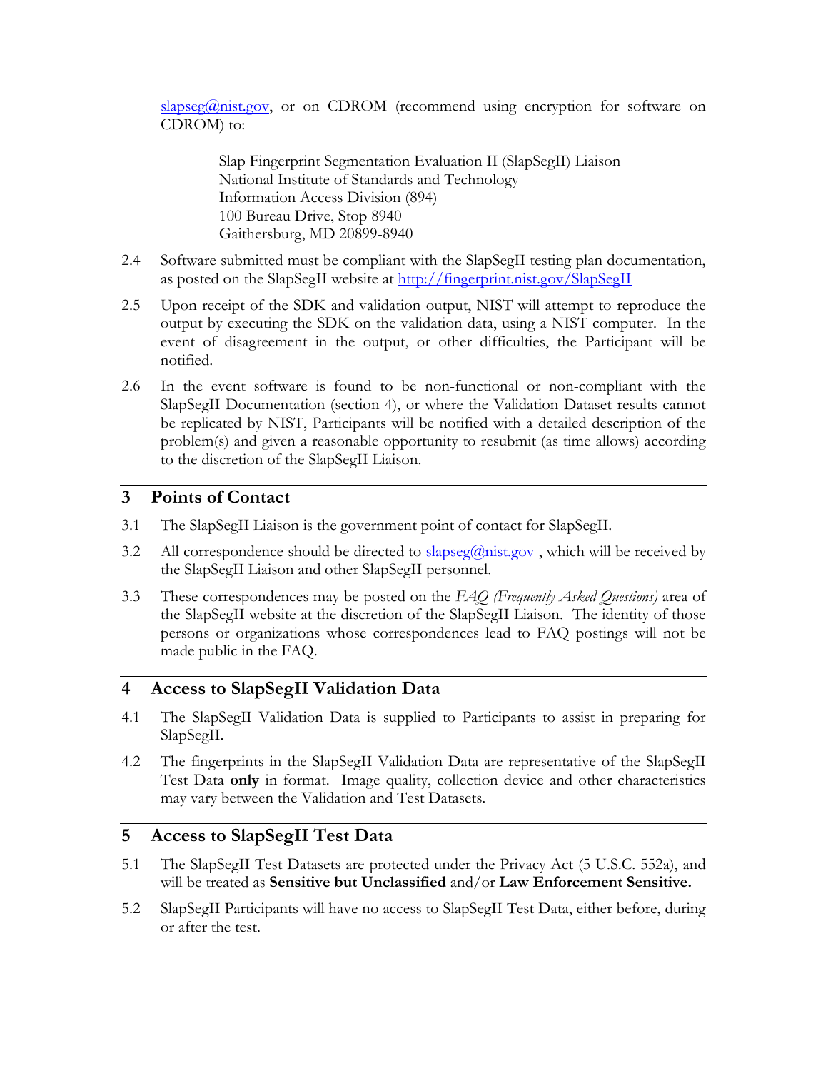slapseg@nist.gov, or on CDROM (recommend using encryption for software on CDROM) to:

> Slap Fingerprint Segmentation Evaluation II (SlapSegII) Liaison
> National Institute of Standards and Technology
> Information Access Division (894)
> 100 Bureau Drive, Stop 8940
> Gaithersburg, MD 20899-8940

2.4 Software submitted must be compliant with the SlapSegII testing plan documentation, as posted on the SlapSegII website at http://fingerprint.nist.gov/SlapSegII

2.5 Upon receipt of the SDK and validation output, NIST will attempt to reproduce the output by executing the SDK on the validation data, using a NIST computer. In the event of disagreement in the output, or other difficulties, the Participant will be notified.

2.6 In the event software is found to be non-functional or non-compliant with the SlapSegII Documentation (section 4), or where the Validation Dataset results cannot be replicated by NIST, Participants will be notified with a detailed description of the problem(s) and given a reasonable opportunity to resubmit (as time allows) according to the discretion of the SlapSegII Liaison.

## 3 Points of Contact

3.1 The SlapSegII Liaison is the government point of contact for SlapSegII.

3.2 All correspondence should be directed to slapseg@nist.gov , which will be received by the SlapSegII Liaison and other SlapSegII personnel.

3.3 These correspondences may be posted on the *FAQ (Frequently Asked Questions)* area of the SlapSegII website at the discretion of the SlapSegII Liaison. The identity of those persons or organizations whose correspondences lead to FAQ postings will not be made public in the FAQ.

## 4 Access to SlapSegII Validation Data

4.1 The SlapSegII Validation Data is supplied to Participants to assist in preparing for SlapSegII.

4.2 The fingerprints in the SlapSegII Validation Data are representative of the SlapSegII Test Data **only** in format. Image quality, collection device and other characteristics may vary between the Validation and Test Datasets.

## 5 Access to SlapSegII Test Data

5.1 The SlapSegII Test Datasets are protected under the Privacy Act (5 U.S.C. 552a), and will be treated as **Sensitive but Unclassified** and/or **Law Enforcement Sensitive.**

5.2 SlapSegII Participants will have no access to SlapSegII Test Data, either before, during or after the test.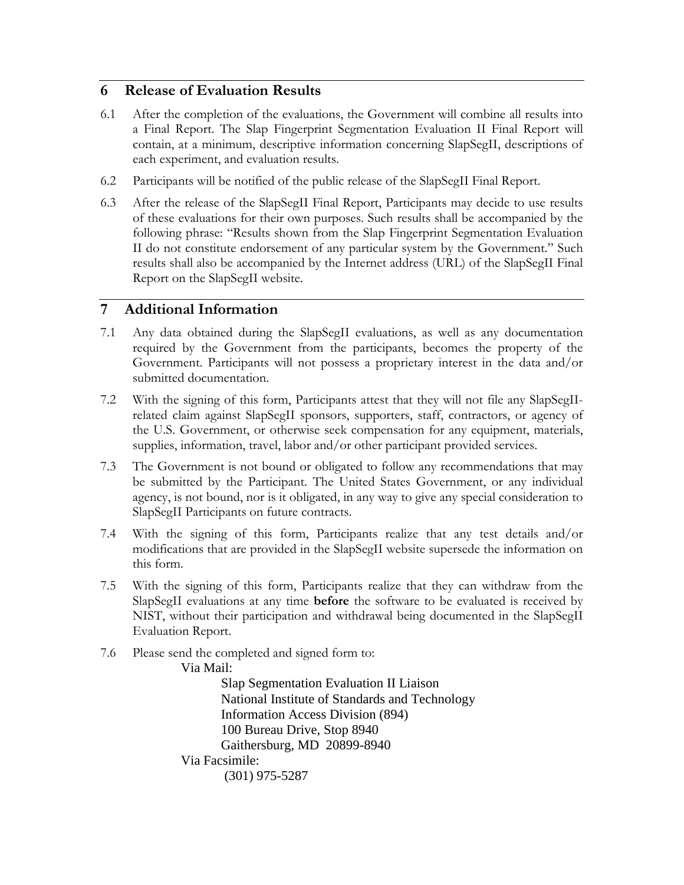## 6 Release of Evaluation Results

6.1 After the completion of the evaluations, the Government will combine all results into a Final Report. The Slap Fingerprint Segmentation Evaluation II Final Report will contain, at a minimum, descriptive information concerning SlapSegII, descriptions of each experiment, and evaluation results.

6.2 Participants will be notified of the public release of the SlapSegII Final Report.

6.3 After the release of the SlapSegII Final Report, Participants may decide to use results of these evaluations for their own purposes. Such results shall be accompanied by the following phrase: "Results shown from the Slap Fingerprint Segmentation Evaluation II do not constitute endorsement of any particular system by the Government." Such results shall also be accompanied by the Internet address (URL) of the SlapSegII Final Report on the SlapSegII website.

## 7 Additional Information

7.1 Any data obtained during the SlapSegII evaluations, as well as any documentation required by the Government from the participants, becomes the property of the Government. Participants will not possess a proprietary interest in the data and/or submitted documentation.

7.2 With the signing of this form, Participants attest that they will not file any SlapSegII-related claim against SlapSegII sponsors, supporters, staff, contractors, or agency of the U.S. Government, or otherwise seek compensation for any equipment, materials, supplies, information, travel, labor and/or other participant provided services.

7.3 The Government is not bound or obligated to follow any recommendations that may be submitted by the Participant. The United States Government, or any individual agency, is not bound, nor is it obligated, in any way to give any special consideration to SlapSegII Participants on future contracts.

7.4 With the signing of this form, Participants realize that any test details and/or modifications that are provided in the SlapSegII website supersede the information on this form.

7.5 With the signing of this form, Participants realize that they can withdraw from the SlapSegII evaluations at any time **before** the software to be evaluated is received by NIST, without their participation and withdrawal being documented in the SlapSegII Evaluation Report.

7.6 Please send the completed and signed form to:

Via Mail:

Slap Segmentation Evaluation II Liaison
National Institute of Standards and Technology
Information Access Division (894)
100 Bureau Drive, Stop 8940
Gaithersburg, MD 20899-8940

Via Facsimile:

(301) 975-5287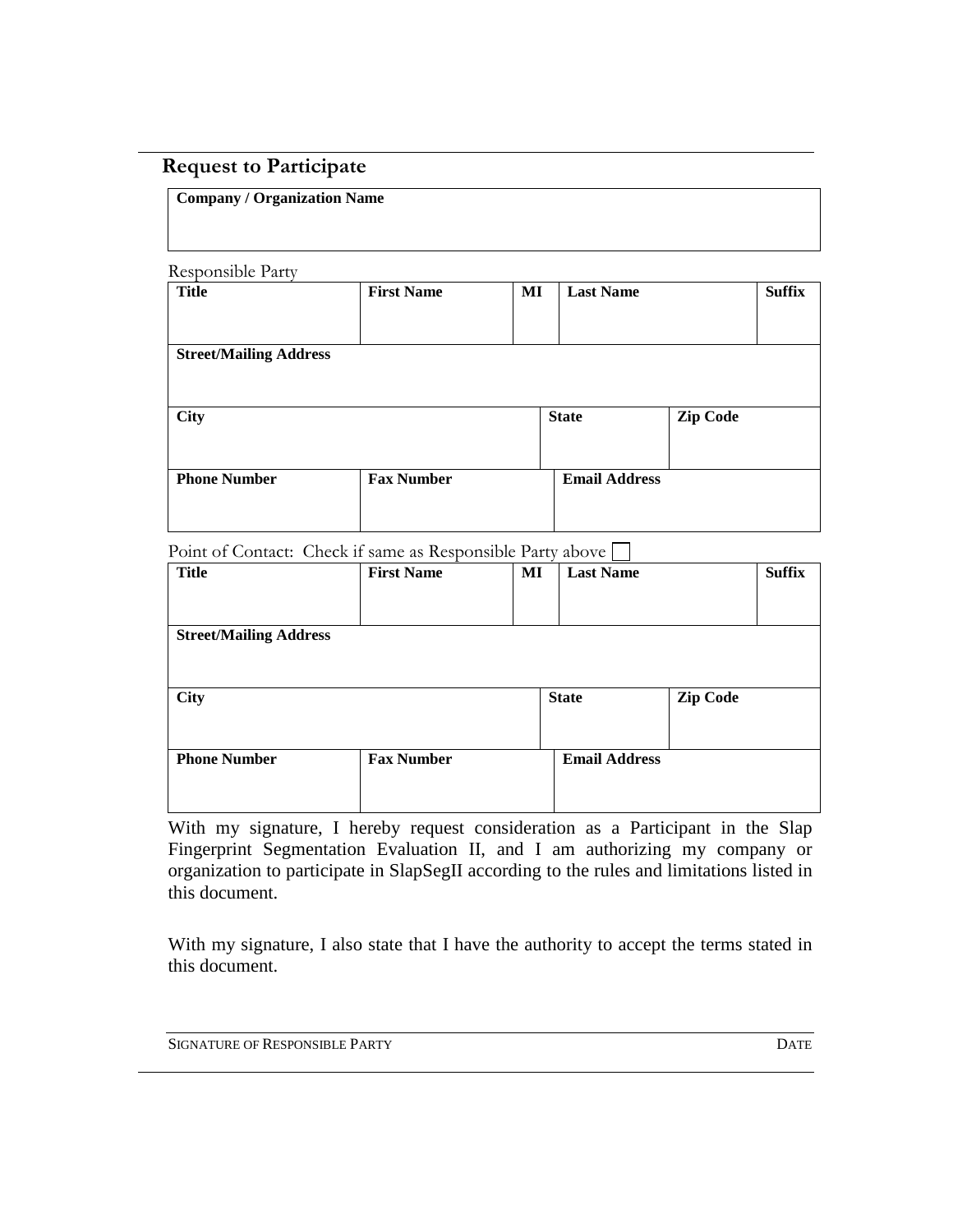## Request to Participate

| Company / Organization Name |
| --- |
| |

Responsible Party

| Title | First Name | MI | Last Name | Suffix |
| --- | --- | --- | --- | --- |
| | | | | |

| Street/Mailing Address |
| --- |
| |

| City | State | Zip Code |
| --- | --- | --- |
| | | |

| Phone Number | Fax Number | Email Address |
| --- | --- | --- |
| | | |

Point of Contact: Check if same as Responsible Party above ☐

| Title | First Name | MI | Last Name | Suffix |
| --- | --- | --- | --- | --- |
| | | | | |

| Street/Mailing Address |
| --- |
| |

| City | State | Zip Code |
| --- | --- | --- |
| | | |

| Phone Number | Fax Number | Email Address |
| --- | --- | --- |
| | | |

With my signature, I hereby request consideration as a Participant in the Slap Fingerprint Segmentation Evaluation II, and I am authorizing my company or organization to participate in SlapSegII according to the rules and limitations listed in this document.

With my signature, I also state that I have the authority to accept the terms stated in this document.

SIGNATURE OF RESPONSIBLE PARTY DATE